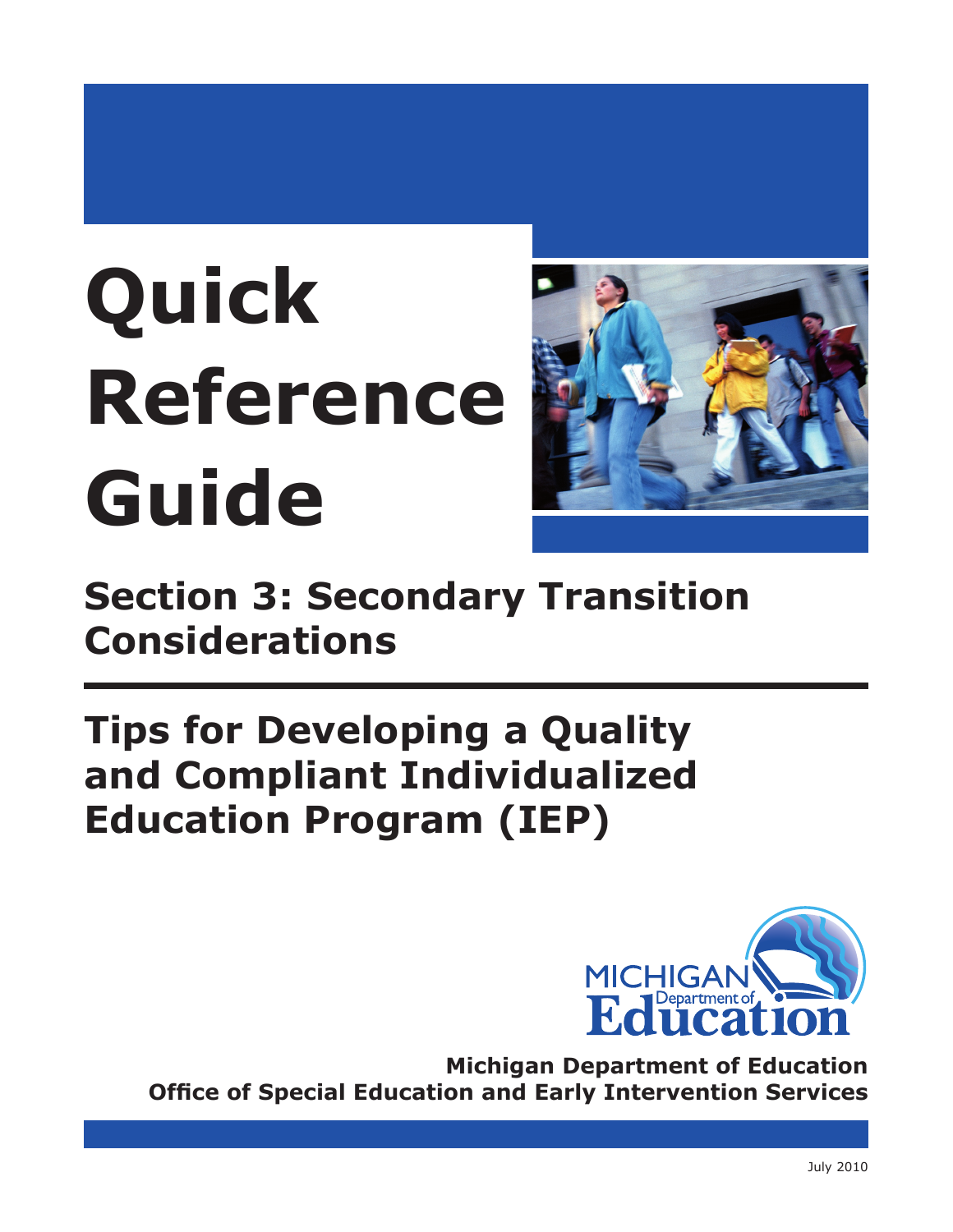# Quick Reference Guide

## Section 3: Secondary Transition Considerations

## Tips for Developing a Quality and Compliant Individualized Education Program (IEP)

MICHIGAN Department of Education

**Michigan Department of Education**
**Office of Special Education and Early Intervention Services**

July 2010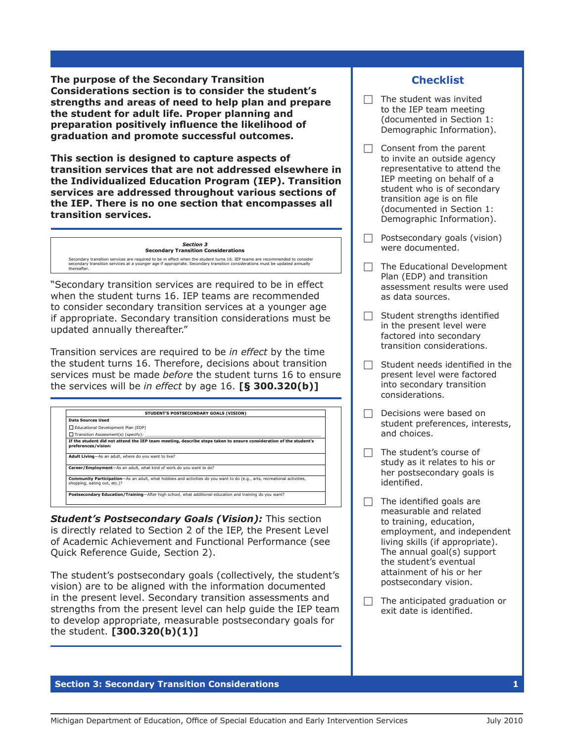**The purpose of the Secondary Transition Considerations section is to consider the student's strengths and areas of need to help plan and prepare the student for adult life. Proper planning and preparation positively influence the likelihood of graduation and promote successful outcomes.**

**This section is designed to capture aspects of transition services that are not addressed elsewhere in the Individualized Education Program (IEP). Transition services are addressed throughout various sections of the IEP. There is no one section that encompasses all transition services.**

> ***Section 3***
> **Secondary Transition Considerations**
>
> Secondary transition services are required to be in effect when the student turns 16. IEP teams are recommended to consider secondary transition services at a younger age if appropriate. Secondary transition considerations must be updated annually thereafter.

"Secondary transition services are required to be in effect when the student turns 16. IEP teams are recommended to consider secondary transition services at a younger age if appropriate. Secondary transition considerations must be updated annually thereafter."

Transition services are required to be *in effect* by the time the student turns 16. Therefore, decisions about transition services must be made *before* the student turns 16 to ensure the services will be *in effect* by age 16. **[§ 300.320(b)]**

| STUDENT'S POSTSECONDARY GOALS (VISION) |
|---|
| **Data Sources Used**<br>☐ Educational Development Plan (EDP)<br>☐ Transition Assessment(s) (specify): ____________ |
| **If the student did not attend the IEP team meeting, describe steps taken to ensure consideration of the student's preferences/vision:** |
| **Adult Living**—As an adult, where do you want to live? |
| **Career/Employment**—As an adult, what kind of work do you want to do? |
| **Community Participation**—As an adult, what hobbies and activities do you want to do (e.g., arts, recreational activities, shopping, eating out, etc.)? |
| **Postsecondary Education/Training**—After high school, what additional education and training do you want? |

***Student's Postsecondary Goals (Vision):*** This section is directly related to Section 2 of the IEP, the Present Level of Academic Achievement and Functional Performance (see Quick Reference Guide, Section 2).

The student's postsecondary goals (collectively, the student's vision) are to be aligned with the information documented in the present level. Secondary transition assessments and strengths from the present level can help guide the IEP team to develop appropriate, measurable postsecondary goals for the student. **[300.320(b)(1)]**

## Checklist

- ☐ The student was invited to the IEP team meeting (documented in Section 1: Demographic Information).
- ☐ Consent from the parent to invite an outside agency representative to attend the IEP meeting on behalf of a student who is of secondary transition age is on file (documented in Section 1: Demographic Information).
- ☐ Postsecondary goals (vision) were documented.
- ☐ The Educational Development Plan (EDP) and transition assessment results were used as data sources.
- ☐ Student strengths identified in the present level were factored into secondary transition considerations.
- ☐ Student needs identified in the present level were factored into secondary transition considerations.
- ☐ Decisions were based on student preferences, interests, and choices.
- ☐ The student's course of study as it relates to his or her postsecondary goals is identified.
- ☐ The identified goals are measurable and related to training, education, employment, and independent living skills (if appropriate). The annual goal(s) support the student's eventual attainment of his or her postsecondary vision.
- ☐ The anticipated graduation or exit date is identified.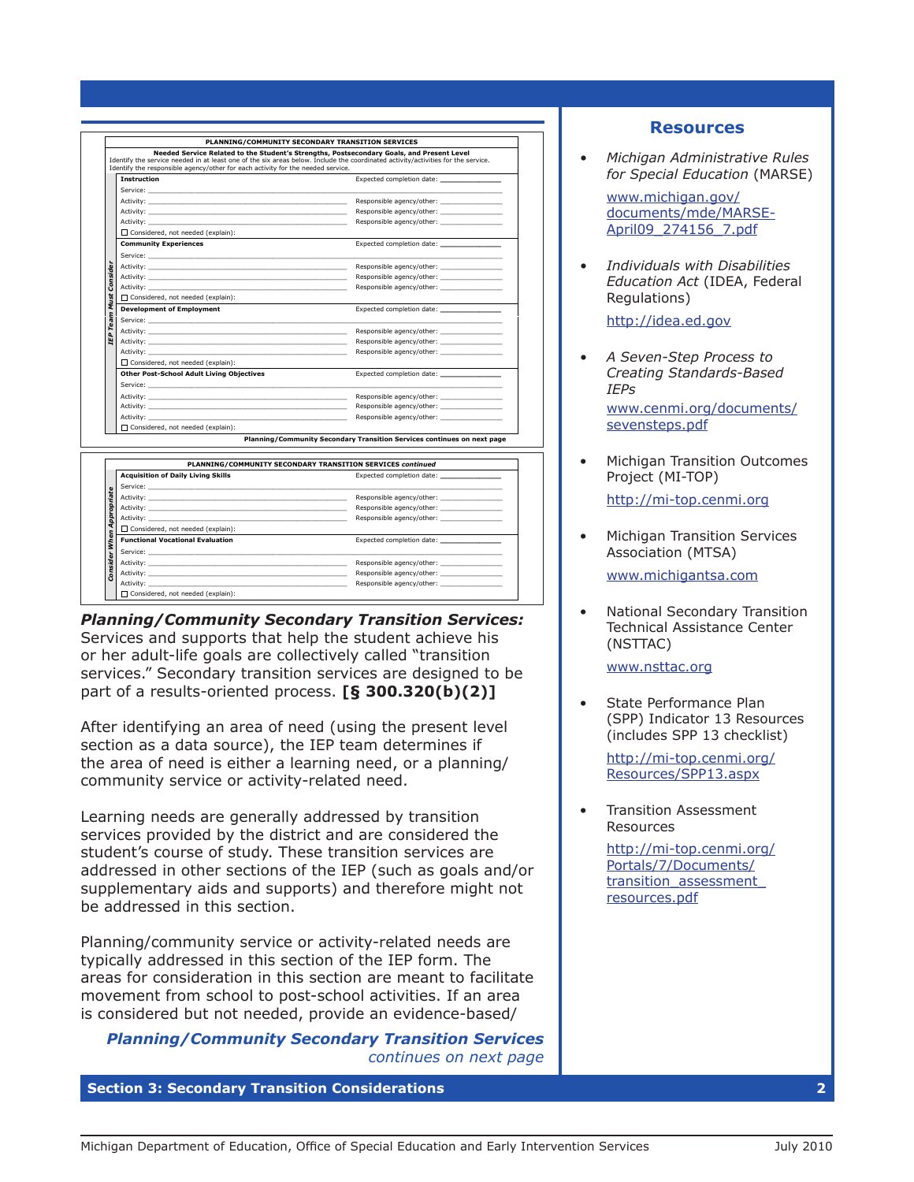| PLANNING/COMMUNITY SECONDARY TRANSITION SERVICES | |
|---|---|
| **Needed Service Related to the Student's Strengths, Postsecondary Goals, and Present Level** Identify the service needed in at least one of the six areas below. Include the coordinated activity/activities for the service. Identify the responsible agency/other for each activity for the needed service. | |
| ***IEP Team Must Consider*** | |
| **Instruction** | Expected completion date: ____________ |
| Service: ________________________________ | |
| Activity: ________________________________ | Responsible agency/other: ____________ |
| Activity: ________________________________ | Responsible agency/other: ____________ |
| Activity: ________________________________ | Responsible agency/other: ____________ |
| ☐ Considered, not needed (explain): | |
| **Community Experiences** | Expected completion date: ____________ |
| Service: ________________________________ | |
| Activity: ________________________________ | Responsible agency/other: ____________ |
| Activity: ________________________________ | Responsible agency/other: ____________ |
| Activity: ________________________________ | Responsible agency/other: ____________ |
| ☐ Considered, not needed (explain): | |
| **Development of Employment** | Expected completion date: ____________ |
| Service: ________________________________ | |
| Activity: ________________________________ | Responsible agency/other: ____________ |
| Activity: ________________________________ | Responsible agency/other: ____________ |
| Activity: ________________________________ | Responsible agency/other: ____________ |
| ☐ Considered, not needed (explain): | |
| **Other Post-School Adult Living Objectives** | Expected completion date: ____________ |
| Service: ________________________________ | |
| Activity: ________________________________ | Responsible agency/other: ____________ |
| Activity: ________________________________ | Responsible agency/other: ____________ |
| Activity: ________________________________ | Responsible agency/other: ____________ |
| ☐ Considered, not needed (explain): | |
| | **Planning/Community Secondary Transition Services continues on next page** |

| PLANNING/COMMUNITY SECONDARY TRANSITION SERVICES *continued* | |
|---|---|
| ***Consider When Appropriate*** | |
| **Acquisition of Daily Living Skills** | Expected completion date: ____________ |
| Service: ________________________________ | |
| Activity: ________________________________ | Responsible agency/other: ____________ |
| Activity: ________________________________ | Responsible agency/other: ____________ |
| Activity: ________________________________ | Responsible agency/other: ____________ |
| ☐ Considered, not needed (explain): | |
| **Functional Vocational Evaluation** | Expected completion date: ____________ |
| Service: ________________________________ | |
| Activity: ________________________________ | Responsible agency/other: ____________ |
| Activity: ________________________________ | Responsible agency/other: ____________ |
| Activity: ________________________________ | Responsible agency/other: ____________ |
| ☐ Considered, not needed (explain): | |

***Planning/Community Secondary Transition Services:*** Services and supports that help the student achieve his or her adult-life goals are collectively called "transition services." Secondary transition services are designed to be part of a results-oriented process. **[§ 300.320(b)(2)]**

After identifying an area of need (using the present level section as a data source), the IEP team determines if the area of need is either a learning need, or a planning/community service or activity-related need.

Learning needs are generally addressed by transition services provided by the district and are considered the student's course of study. These transition services are addressed in other sections of the IEP (such as goals and/or supplementary aids and supports) and therefore might not be addressed in this section.

Planning/community service or activity-related needs are typically addressed in this section of the IEP form. The areas for consideration in this section are meant to facilitate movement from school to post-school activities. If an area is considered but not needed, provide an evidence-based/

***Planning/Community Secondary Transition Services*** *continues on next page*

## Resources

- *Michigan Administrative Rules for Special Education* (MARSE)

  www.michigan.gov/documents/mde/MARSE-April09_274156_7.pdf

- *Individuals with Disabilities Education Act* (IDEA, Federal Regulations)

  http://idea.ed.gov

- *A Seven-Step Process to Creating Standards-Based IEPs*

  www.cenmi.org/documents/sevensteps.pdf

- Michigan Transition Outcomes Project (MI-TOP)

  http://mi-top.cenmi.org

- Michigan Transition Services Association (MTSA)

  www.michigantsa.com

- National Secondary Transition Technical Assistance Center (NSTTAC)

  www.nsttac.org

- State Performance Plan (SPP) Indicator 13 Resources (includes SPP 13 checklist)

  http://mi-top.cenmi.org/Resources/SPP13.aspx

- Transition Assessment Resources

  http://mi-top.cenmi.org/Portals/7/Documents/transition_assessment_resources.pdf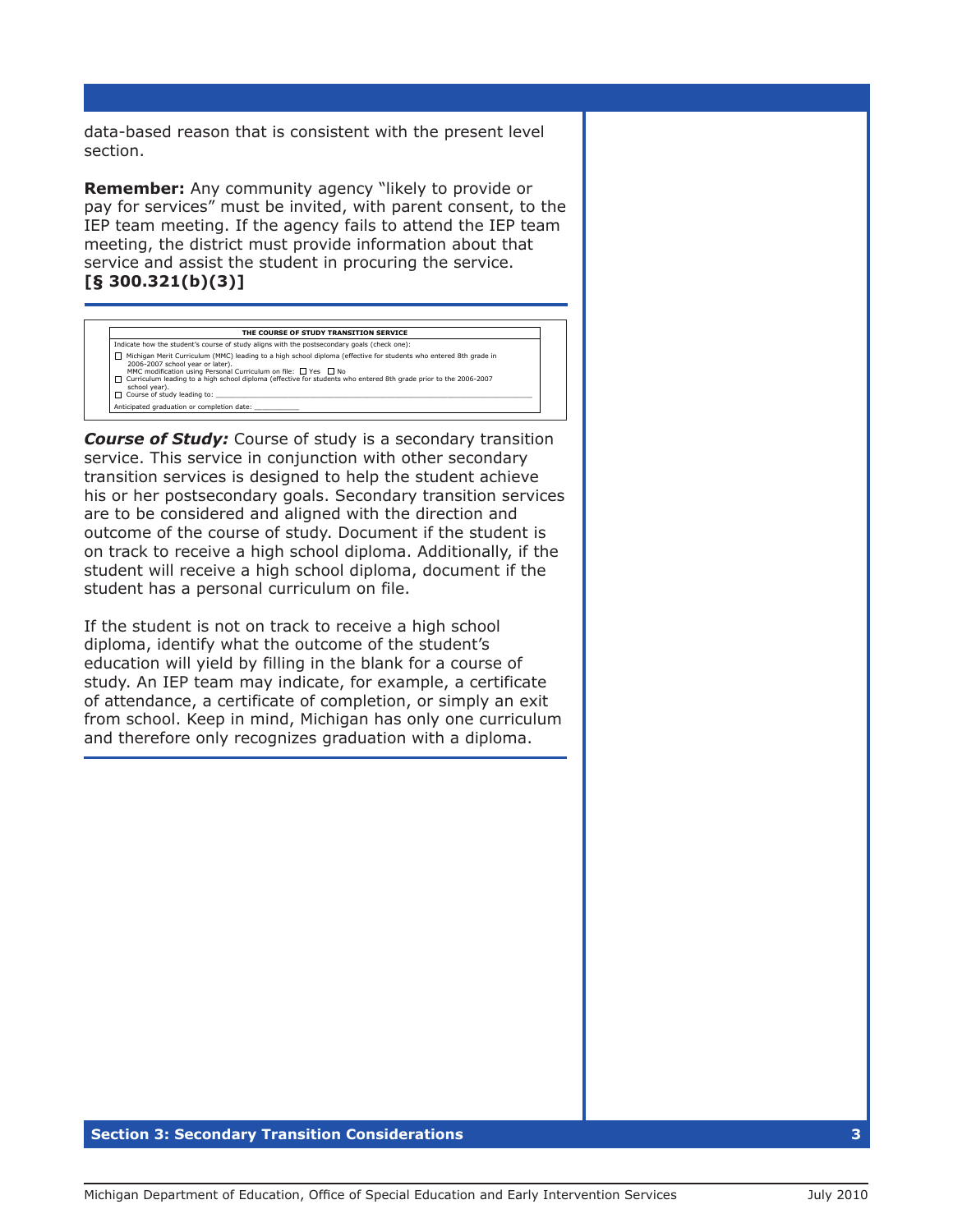data-based reason that is consistent with the present level section.

**Remember:** Any community agency "likely to provide or pay for services" must be invited, with parent consent, to the IEP team meeting. If the agency fails to attend the IEP team meeting, the district must provide information about that service and assist the student in procuring the service. **[§ 300.321(b)(3)]**

---

**THE COURSE OF STUDY TRANSITION SERVICE**

Indicate how the student's course of study aligns with the postsecondary goals (check one):

☐ Michigan Merit Curriculum (MMC) leading to a high school diploma (effective for students who entered 8th grade in 2006-2007 school year or later).
MMC modification using Personal Curriculum on file: ☐ Yes ☐ No

☐ Curriculum leading to a high school diploma (effective for students who entered 8th grade prior to the 2006-2007 school year).

☐ Course of study leading to: ________________________________________

Anticipated graduation or completion date: __________

***Course of Study:*** Course of study is a secondary transition service. This service in conjunction with other secondary transition services is designed to help the student achieve his or her postsecondary goals. Secondary transition services are to be considered and aligned with the direction and outcome of the course of study. Document if the student is on track to receive a high school diploma. Additionally, if the student will receive a high school diploma, document if the student has a personal curriculum on file.

If the student is not on track to receive a high school diploma, identify what the outcome of the student's education will yield by filling in the blank for a course of study. An IEP team may indicate, for example, a certificate of attendance, a certificate of completion, or simply an exit from school. Keep in mind, Michigan has only one curriculum and therefore only recognizes graduation with a diploma.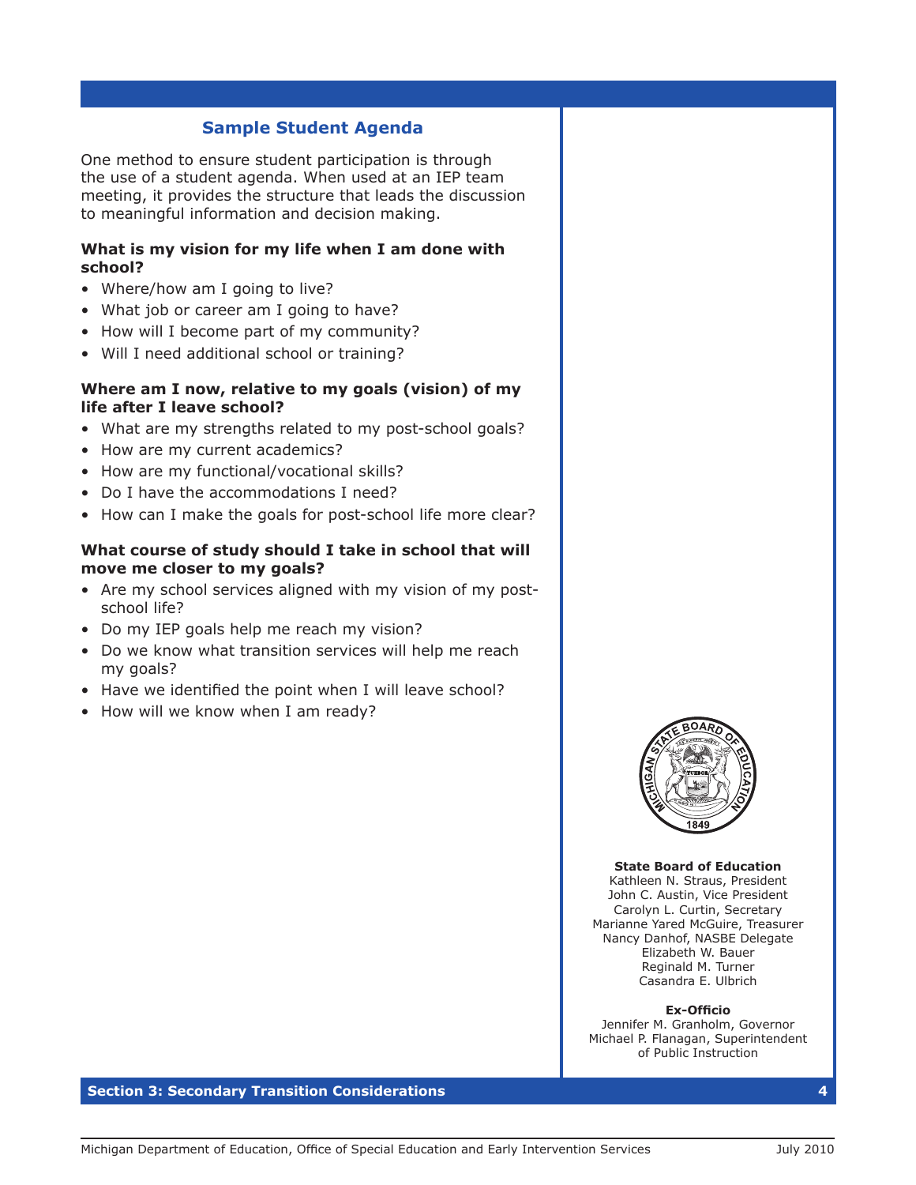## Sample Student Agenda

One method to ensure student participation is through the use of a student agenda. When used at an IEP team meeting, it provides the structure that leads the discussion to meaningful information and decision making.

**What is my vision for my life when I am done with school?**

- Where/how am I going to live?
- What job or career am I going to have?
- How will I become part of my community?
- Will I need additional school or training?

**Where am I now, relative to my goals (vision) of my life after I leave school?**

- What are my strengths related to my post-school goals?
- How are my current academics?
- How are my functional/vocational skills?
- Do I have the accommodations I need?
- How can I make the goals for post-school life more clear?

**What course of study should I take in school that will move me closer to my goals?**

- Are my school services aligned with my vision of my post-school life?
- Do my IEP goals help me reach my vision?
- Do we know what transition services will help me reach my goals?
- Have we identified the point when I will leave school?
- How will we know when I am ready?

**State Board of Education**
Kathleen N. Straus, President
John C. Austin, Vice President
Carolyn L. Curtin, Secretary
Marianne Yared McGuire, Treasurer
Nancy Danhof, NASBE Delegate
Elizabeth W. Bauer
Reginald M. Turner
Casandra E. Ulbrich

**Ex-Officio**
Jennifer M. Granholm, Governor
Michael P. Flanagan, Superintendent of Public Instruction